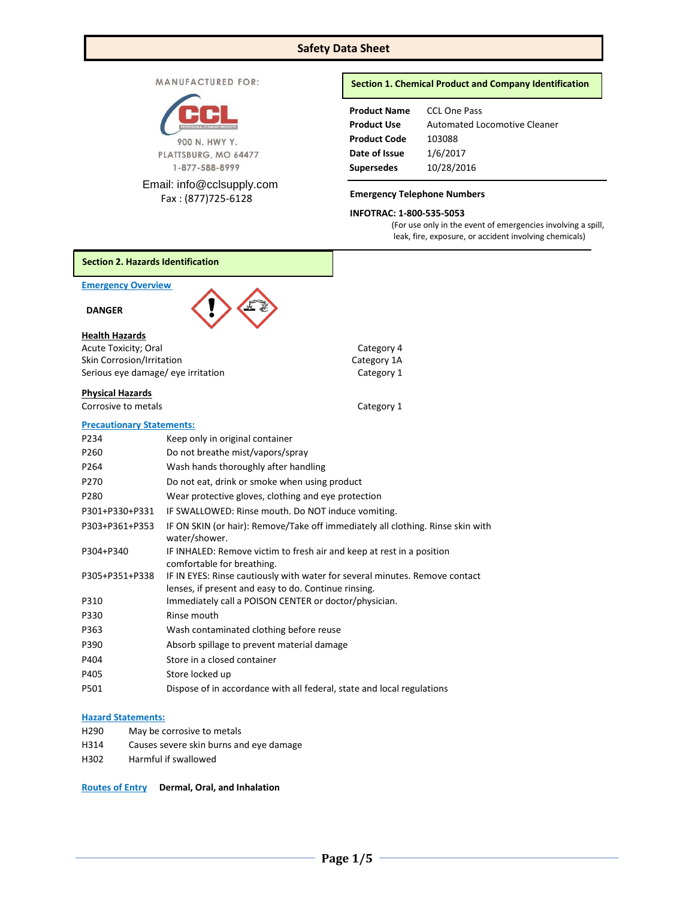# Safety Data Sheet

MANUFACTURED FOR:

CCL

900 N. HWY Y.
PLATTSBURG, MO 64477
1-877-588-8999

Email: info@cclsupply.com
Fax : (877)725-6128

## Section 1. Chemical Product and Company Identification

| | |
|---|---|
| **Product Name** | CCL One Pass |
| **Product Use** | Automated Locomotive Cleaner |
| **Product Code** | 103088 |
| **Date of Issue** | 1/6/2017 |
| **Supersedes** | 10/28/2016 |

**Emergency Telephone Numbers**

**INFOTRAC: 1-800-535-5053**
(For use only in the event of emergencies involving a spill, leak, fire, exposure, or accident involving chemicals)

## Section 2. Hazards Identification

**Emergency Overview**

**DANGER**

**Health Hazards**

| | |
|---|---|
| Acute Toxicity; Oral | Category 4 |
| Skin Corrosion/Irritation | Category 1A |
| Serious eye damage/ eye irritation | Category 1 |

**Physical Hazards**

| | |
|---|---|
| Corrosive to metals | Category 1 |

**Precautionary Statements:**

| | |
|---|---|
| P234 | Keep only in original container |
| P260 | Do not breathe mist/vapors/spray |
| P264 | Wash hands thoroughly after handling |
| P270 | Do not eat, drink or smoke when using product |
| P280 | Wear protective gloves, clothing and eye protection |
| P301+P330+P331 | IF SWALLOWED: Rinse mouth. Do NOT induce vomiting. |
| P303+P361+P353 | IF ON SKIN (or hair): Remove/Take off immediately all clothing. Rinse skin with water/shower. |
| P304+P340 | IF INHALED: Remove victim to fresh air and keep at rest in a position comfortable for breathing. |
| P305+P351+P338 | IF IN EYES: Rinse cautiously with water for several minutes. Remove contact lenses, if present and easy to do. Continue rinsing. |
| P310 | Immediately call a POISON CENTER or doctor/physician. |
| P330 | Rinse mouth |
| P363 | Wash contaminated clothing before reuse |
| P390 | Absorb spillage to prevent material damage |
| P404 | Store in a closed container |
| P405 | Store locked up |
| P501 | Dispose of in accordance with all federal, state and local regulations |

**Hazard Statements:**

| | |
|---|---|
| H290 | May be corrosive to metals |
| H314 | Causes severe skin burns and eye damage |
| H302 | Harmful if swallowed |

**Routes of Entry** **Dermal, Oral, and Inhalation**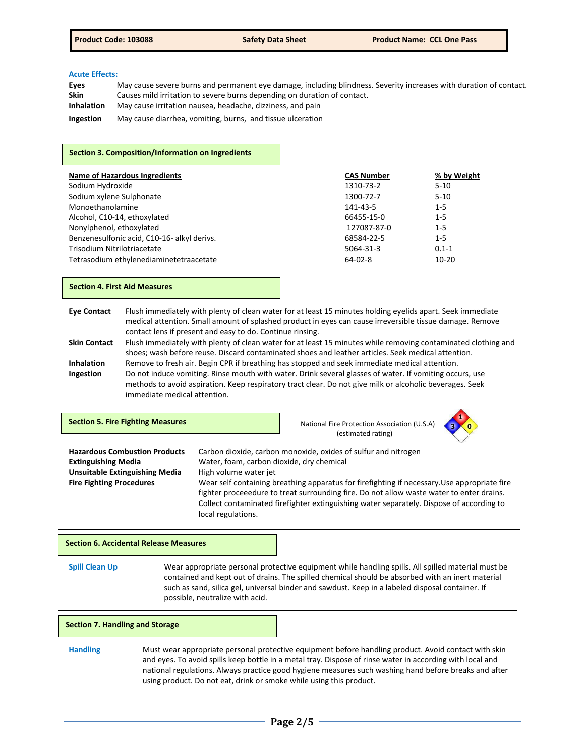### Acute Effects:

**Eyes** May cause severe burns and permanent eye damage, including blindness. Severity increases with duration of contact.

**Skin** Causes mild irritation to severe burns depending on duration of contact.

**Inhalation** May cause irritation nausea, headache, dizziness, and pain

**Ingestion** May cause diarrhea, vomiting, burns, and tissue ulceration

## Section 3. Composition/Information on Ingredients

| Name of Hazardous Ingredients | CAS Number | % by Weight |
|---|---|---|
| Sodium Hydroxide | 1310-73-2 | 5-10 |
| Sodium xylene Sulphonate | 1300-72-7 | 5-10 |
| Monoethanolamine | 141-43-5 | 1-5 |
| Alcohol, C10-14, ethoxylated | 66455-15-0 | 1-5 |
| Nonylphenol, ethoxylated | 127087-87-0 | 1-5 |
| Benzenesulfonic acid, C10-16- alkyl derivs. | 68584-22-5 | 1-5 |
| Trisodium Nitrilotriacetate | 5064-31-3 | 0.1-1 |
| Tetrasodium ethylenediaminetetraacetate | 64-02-8 | 10-20 |

## Section 4. First Aid Measures

**Eye Contact** Flush immediately with plenty of clean water for at least 15 minutes holding eyelids apart. Seek immediate medical attention. Small amount of splashed product in eyes can cause irreversible tissue damage. Remove contact lens if present and easy to do. Continue rinsing.

**Skin Contact** Flush immediately with plenty of clean water for at least 15 minutes while removing contaminated clothing and shoes; wash before reuse. Discard contaminated shoes and leather articles. Seek medical attention.

**Inhalation** Remove to fresh air. Begin CPR if breathing has stopped and seek immediate medical attention.

**Ingestion** Do not induce vomiting. Rinse mouth with water. Drink several glasses of water. If vomiting occurs, use methods to avoid aspiration. Keep respiratory tract clear. Do not give milk or alcoholic beverages. Seek immediate medical attention.

## Section 5. Fire Fighting Measures

National Fire Protection Association (U.S.A) (estimated rating)

Health: 3, Flammability: 1, Reactivity: 0

**Hazardous Combustion Products** Carbon dioxide, carbon monoxide, oxides of sulfur and nitrogen

**Extinguishing Media** Water, foam, carbon dioxide, dry chemical

**Unsuitable Extinguishing Media** High volume water jet

**Fire Fighting Procedures** Wear self containing breathing apparatus for firefighting if necessary.Use appropriate fire fighter proceeedure to treat surrounding fire. Do not allow waste water to enter drains. Collect contaminated firefighter extinguishing water separately. Dispose of according to local regulations.

## Section 6. Accidental Release Measures

**Spill Clean Up** Wear appropriate personal protective equipment while handling spills. All spilled material must be contained and kept out of drains. The spilled chemical should be absorbed with an inert material such as sand, silica gel, universal binder and sawdust. Keep in a labeled disposal container. If possible, neutralize with acid.

## Section 7. Handling and Storage

**Handling** Must wear appropriate personal protective equipment before handling product. Avoid contact with skin and eyes. To avoid spills keep bottle in a metal tray. Dispose of rinse water in according with local and national regulations. Always practice good hygiene measures such washing hand before breaks and after using product. Do not eat, drink or smoke while using this product.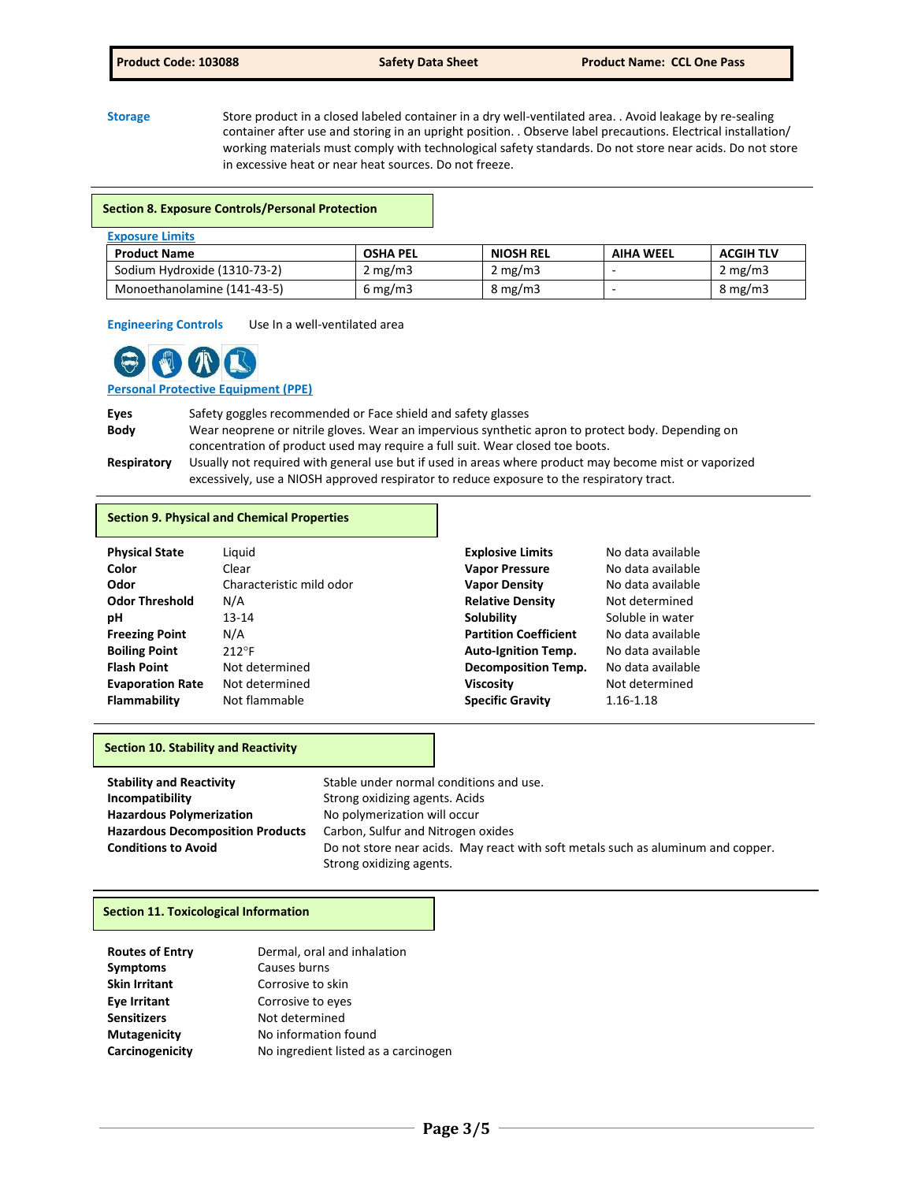**Storage** Store product in a closed labeled container in a dry well-ventilated area. . Avoid leakage by re-sealing container after use and storing in an upright position. . Observe label precautions. Electrical installation/ working materials must comply with technological safety standards. Do not store near acids. Do not store in excessive heat or near heat sources. Do not freeze.

## Section 8. Exposure Controls/Personal Protection

**Exposure Limits**

| Product Name | OSHA PEL | NIOSH REL | AIHA WEEL | ACGIH TLV |
|---|---|---|---|---|
| Sodium Hydroxide (1310-73-2) | 2 mg/m3 | 2 mg/m3 | - | 2 mg/m3 |
| Monoethanolamine (141-43-5) | 6 mg/m3 | 8 mg/m3 | - | 8 mg/m3 |

**Engineering Controls** Use In a well-ventilated area

**Personal Protective Equipment (PPE)**

**Eyes** Safety goggles recommended or Face shield and safety glasses

**Body** Wear neoprene or nitrile gloves. Wear an impervious synthetic apron to protect body. Depending on concentration of product used may require a full suit. Wear closed toe boots.

**Respiratory** Usually not required with general use but if used in areas where product may become mist or vaporized excessively, use a NIOSH approved respirator to reduce exposure to the respiratory tract.

## Section 9. Physical and Chemical Properties

| | |
|---|---|
| **Physical State** | Liquid |
| **Color** | Clear |
| **Odor** | Characteristic mild odor |
| **Odor Threshold** | N/A |
| **pH** | 13-14 |
| **Freezing Point** | N/A |
| **Boiling Point** | 212°F |
| **Flash Point** | Not determined |
| **Evaporation Rate** | Not determined |
| **Flammability** | Not flammable |
| **Explosive Limits** | No data available |
| **Vapor Pressure** | No data available |
| **Vapor Density** | No data available |
| **Relative Density** | Not determined |
| **Solubility** | Soluble in water |
| **Partition Coefficient** | No data available |
| **Auto-Ignition Temp.** | No data available |
| **Decomposition Temp.** | No data available |
| **Viscosity** | Not determined |
| **Specific Gravity** | 1.16-1.18 |

## Section 10. Stability and Reactivity

**Stability and Reactivity** Stable under normal conditions and use.

**Incompatibility** Strong oxidizing agents. Acids

**Hazardous Polymerization** No polymerization will occur

**Hazardous Decomposition Products** Carbon, Sulfur and Nitrogen oxides

**Conditions to Avoid** Do not store near acids. May react with soft metals such as aluminum and copper. Strong oxidizing agents.

## Section 11. Toxicological Information

**Routes of Entry** Dermal, oral and inhalation

**Symptoms** Causes burns

**Skin Irritant** Corrosive to skin

**Eye Irritant** Corrosive to eyes

**Sensitizers** Not determined

**Mutagenicity** No information found

**Carcinogenicity** No ingredient listed as a carcinogen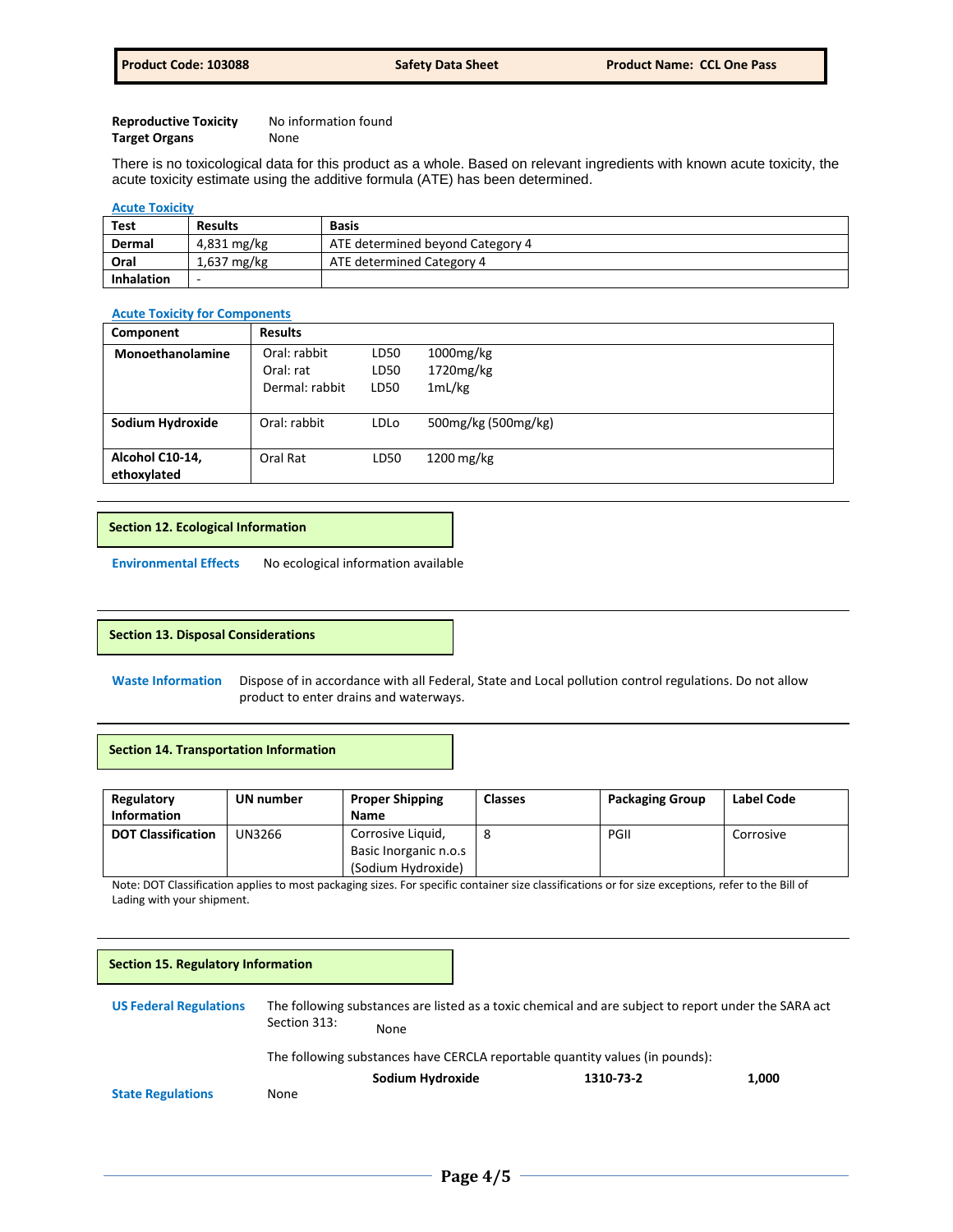**Reproductive Toxicity** No information found
**Target Organs** None

There is no toxicological data for this product as a whole. Based on relevant ingredients with known acute toxicity, the acute toxicity estimate using the additive formula (ATE) has been determined.

**Acute Toxicity**

| Test | Results | Basis |
|---|---|---|
| **Dermal** | 4,831 mg/kg | ATE determined beyond Category 4 |
| **Oral** | 1,637 mg/kg | ATE determined Category 4 |
| **Inhalation** | - | |

**Acute Toxicity for Components**

| Component | Results | | |
|---|---|---|---|
| **Monoethanolamine** | Oral: rabbit<br>Oral: rat<br>Dermal: rabbit | LD50<br>LD50<br>LD50 | 1000mg/kg<br>1720mg/kg<br>1mL/kg |
| **Sodium Hydroxide** | Oral: rabbit | LDLo | 500mg/kg (500mg/kg) |
| **Alcohol C10-14, ethoxylated** | Oral Rat | LD50 | 1200 mg/kg |

## Section 12. Ecological Information

**Environmental Effects** No ecological information available

## Section 13. Disposal Considerations

**Waste Information** Dispose of in accordance with all Federal, State and Local pollution control regulations. Do not allow product to enter drains and waterways.

## Section 14. Transportation Information

| Regulatory Information | UN number | Proper Shipping Name | Classes | Packaging Group | Label Code |
|---|---|---|---|---|---|
| **DOT Classification** | UN3266 | Corrosive Liquid, Basic Inorganic n.o.s (Sodium Hydroxide) | 8 | PGII | Corrosive |

Note: DOT Classification applies to most packaging sizes. For specific container size classifications or for size exceptions, refer to the Bill of Lading with your shipment.

## Section 15. Regulatory Information

**US Federal Regulations** The following substances are listed as a toxic chemical and are subject to report under the SARA act Section 313: None

The following substances have CERCLA reportable quantity values (in pounds):

| | | |
|---|---|---|
| **Sodium Hydroxide** | **1310-73-2** | **1,000** |

**State Regulations** None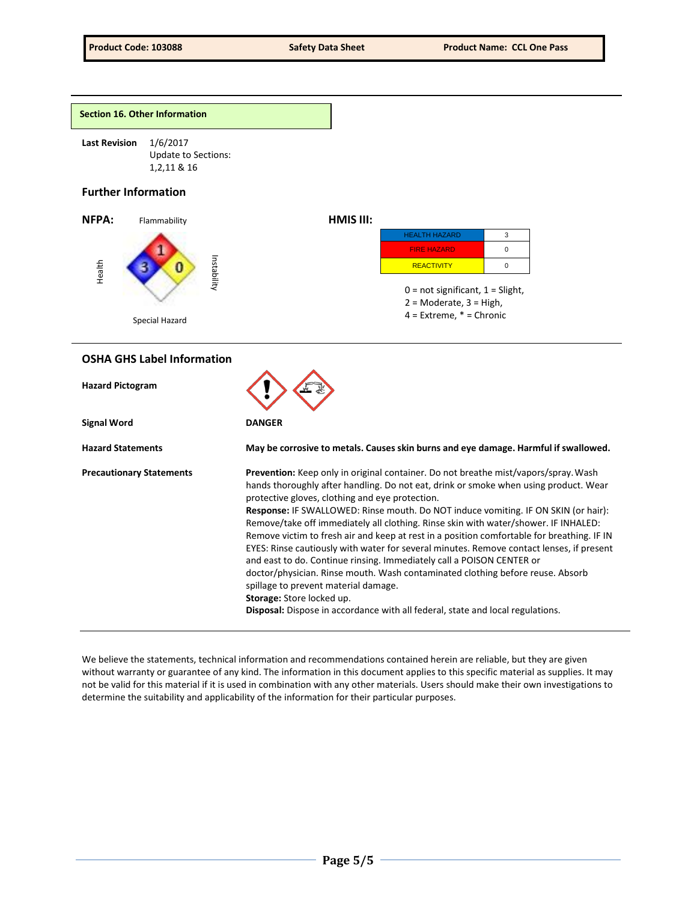## Section 16. Other Information

**Last Revision** 1/6/2017
Update to Sections:
1,2,11 & 16

### Further Information

**NFPA:**

Flammability: 1
Health: 3
Instability: 0
Special Hazard

**HMIS III:**

| | |
|---|---|
| HEALTH HAZARD | 3 |
| FIRE HAZARD | 0 |
| REACTIVITY | 0 |

0 = not significant, 1 = Slight,
2 = Moderate, 3 = High,
4 = Extreme, * = Chronic

### OSHA GHS Label Information

**Hazard Pictogram**

**Signal Word** DANGER

**Hazard Statements** **May be corrosive to metals. Causes skin burns and eye damage. Harmful if swallowed.**

**Precautionary Statements**

**Prevention:** Keep only in original container. Do not breathe mist/vapors/spray. Wash hands thoroughly after handling. Do not eat, drink or smoke when using product. Wear protective gloves, clothing and eye protection.
**Response:** IF SWALLOWED: Rinse mouth. Do NOT induce vomiting. IF ON SKIN (or hair): Remove/take off immediately all clothing. Rinse skin with water/shower. IF INHALED: Remove victim to fresh air and keep at rest in a position comfortable for breathing. IF IN EYES: Rinse cautiously with water for several minutes. Remove contact lenses, if present and east to do. Continue rinsing. Immediately call a POISON CENTER or doctor/physician. Rinse mouth. Wash contaminated clothing before reuse. Absorb spillage to prevent material damage.
**Storage:** Store locked up.
**Disposal:** Dispose in accordance with all federal, state and local regulations.

We believe the statements, technical information and recommendations contained herein are reliable, but they are given without warranty or guarantee of any kind. The information in this document applies to this specific material as supplies. It may not be valid for this material if it is used in combination with any other materials. Users should make their own investigations to determine the suitability and applicability of the information for their particular purposes.